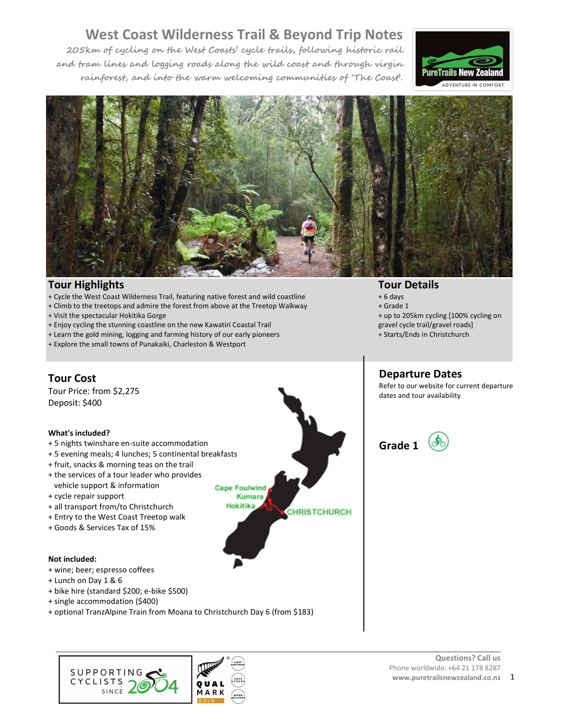# West Coast Wilderness Trail & Beyond Trip Notes

*205km of cycling on the West Coasts' cycle trails, following historic rail and tram lines and logging roads along the wild coast and through virgin rainforest, and into the warm welcoming communities of 'The Coast'.*

## Tour Highlights

+ Cycle the West Coast Wilderness Trail, featuring native forest and wild coastline
+ Climb to the treetops and admire the forest from above at the Treetop Walkway
+ Visit the spectacular Hokitika Gorge
+ Enjoy cycling the stunning coastline on the new Kawatiri Coastal Trail
+ Learn the gold mining, logging and farming history of our early pioneers
+ Explore the small towns of Punakaiki, Charleston & Westport

## Tour Details

+ 6 days
+ Grade 1
+ up to 205km cycling [100% cycling on gravel cycle trail/gravel roads]
+ Starts/Ends in Christchurch

## Tour Cost

Tour Price: from $2,275
Deposit: $400

**What's included?**

+ 5 nights twinshare en-suite accommodation
+ 5 evening meals; 4 lunches; 5 continental breakfasts
+ fruit, snacks & morning teas on the trail
+ the services of a tour leader who provides vehicle support & information
+ cycle repair support
+ all transport from/to Christchurch
+ Entry to the West Coast Treetop walk
+ Goods & Services Tax of 15%

**Not included:**

+ wine; beer; espresso coffees
+ Lunch on Day 1 & 6
+ bike hire (standard $200; e-bike $500)
+ single accommodation ($400)
+ optional TranzAlpine Train from Moana to Christchurch Day 6 (from $183)

## Departure Dates

Refer to our website for current departure dates and tour availability

## Grade 1

Questions? Call us
Phone worldwide: +64 21 178 8287
www.puretrailsnewzealand.co.nz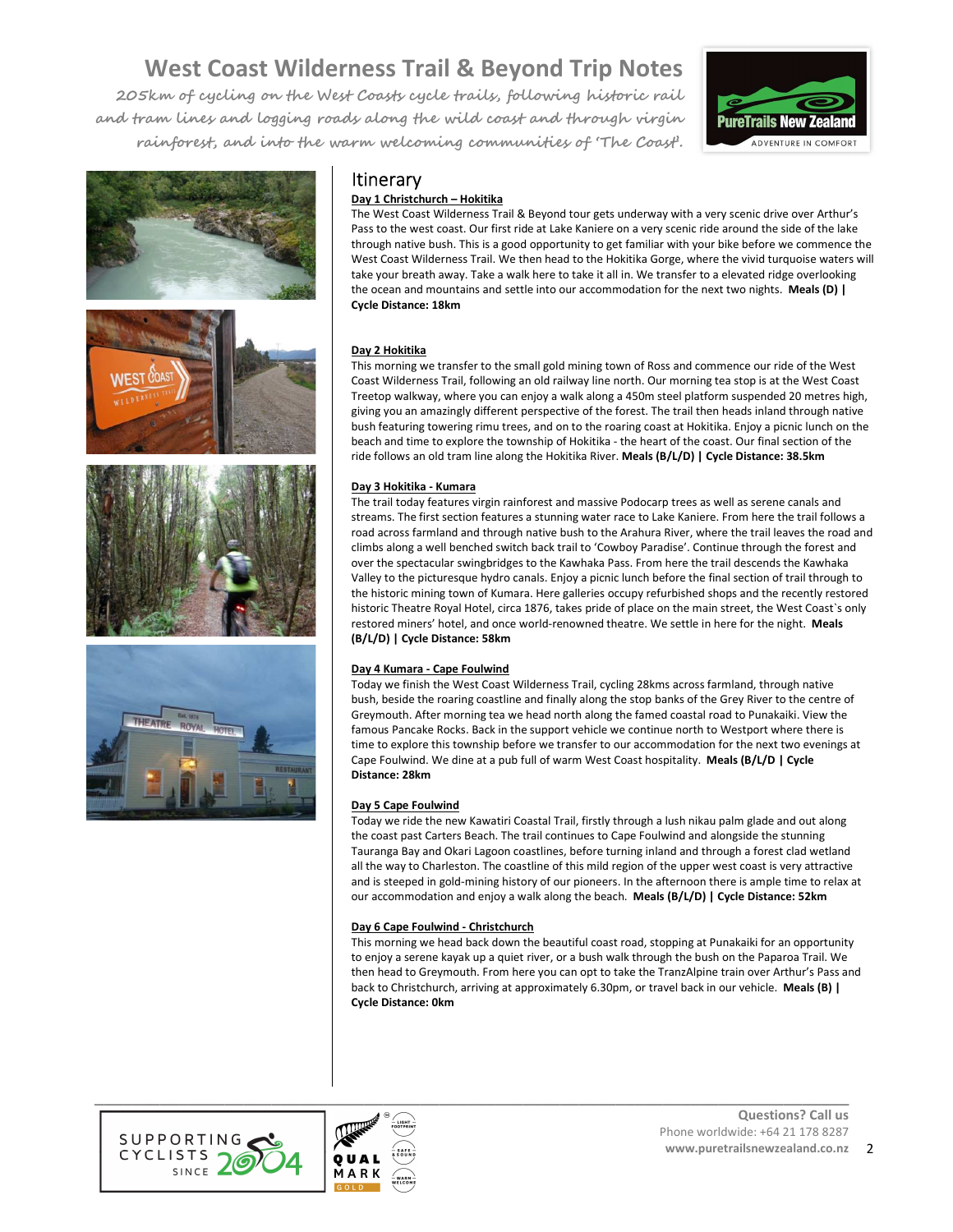# West Coast Wilderness Trail & Beyond Trip Notes

*205km of cycling on the West Coasts cycle trails, following historic rail and tram lines and logging roads along the wild coast and through virgin rainforest, and into the warm welcoming communities of 'The Coast'.*

## Itinerary

### Day 1 Christchurch – Hokitika

The West Coast Wilderness Trail & Beyond tour gets underway with a very scenic drive over Arthur's Pass to the west coast. Our first ride at Lake Kaniere on a very scenic ride around the side of the lake through native bush. This is a good opportunity to get familiar with your bike before we commence the West Coast Wilderness Trail. We then head to the Hokitika Gorge, where the vivid turquoise waters will take your breath away. Take a walk here to take it all in. We transfer to a elevated ridge overlooking the ocean and mountains and settle into our accommodation for the next two nights. **Meals (D) | Cycle Distance: 18km**

### Day 2 Hokitika

This morning we transfer to the small gold mining town of Ross and commence our ride of the West Coast Wilderness Trail, following an old railway line north. Our morning tea stop is at the West Coast Treetop walkway, where you can enjoy a walk along a 450m steel platform suspended 20 metres high, giving you an amazingly different perspective of the forest. The trail then heads inland through native bush featuring towering rimu trees, and on to the roaring coast at Hokitika. Enjoy a picnic lunch on the beach and time to explore the township of Hokitika - the heart of the coast. Our final section of the ride follows an old tram line along the Hokitika River. **Meals (B/L/D) | Cycle Distance: 38.5km**

### Day 3 Hokitika - Kumara

The trail today features virgin rainforest and massive Podocarp trees as well as serene canals and streams. The first section features a stunning water race to Lake Kaniere. From here the trail follows a road across farmland and through native bush to the Arahura River, where the trail leaves the road and climbs along a well benched switch back trail to 'Cowboy Paradise'. Continue through the forest and over the spectacular swingbridges to the Kawhaka Pass. From here the trail descends the Kawhaka Valley to the picturesque hydro canals. Enjoy a picnic lunch before the final section of trail through to the historic mining town of Kumara. Here galleries occupy refurbished shops and the recently restored historic Theatre Royal Hotel, circa 1876, takes pride of place on the main street, the West Coast`s only restored miners' hotel, and once world-renowned theatre. We settle in here for the night. **Meals (B/L/D) | Cycle Distance: 58km**

### Day 4 Kumara - Cape Foulwind

Today we finish the West Coast Wilderness Trail, cycling 28kms across farmland, through native bush, beside the roaring coastline and finally along the stop banks of the Grey River to the centre of Greymouth. After morning tea we head north along the famed coastal road to Punakaiki. View the famous Pancake Rocks. Back in the support vehicle we continue north to Westport where there is time to explore this township before we transfer to our accommodation for the next two evenings at Cape Foulwind. We dine at a pub full of warm West Coast hospitality. **Meals (B/L/D | Cycle Distance: 28km**

### Day 5 Cape Foulwind

Today we ride the new Kawatiri Coastal Trail, firstly through a lush nikau palm glade and out along the coast past Carters Beach. The trail continues to Cape Foulwind and alongside the stunning Tauranga Bay and Okari Lagoon coastlines, before turning inland and through a forest clad wetland all the way to Charleston. The coastline of this mild region of the upper west coast is very attractive and is steeped in gold-mining history of our pioneers. In the afternoon there is ample time to relax at our accommodation and enjoy a walk along the beach. **Meals (B/L/D) | Cycle Distance: 52km**

### Day 6 Cape Foulwind - Christchurch

This morning we head back down the beautiful coast road, stopping at Punakaiki for an opportunity to enjoy a serene kayak up a quiet river, or a bush walk through the bush on the Paparoa Trail. We then head to Greymouth. From here you can opt to take the TranzAlpine train over Arthur's Pass and back to Christchurch, arriving at approximately 6.30pm, or travel back in our vehicle. **Meals (B) | Cycle Distance: 0km**

**Questions? Call us**
Phone worldwide: +64 21 178 8287
**www.puretrailsnewzealand.co.nz**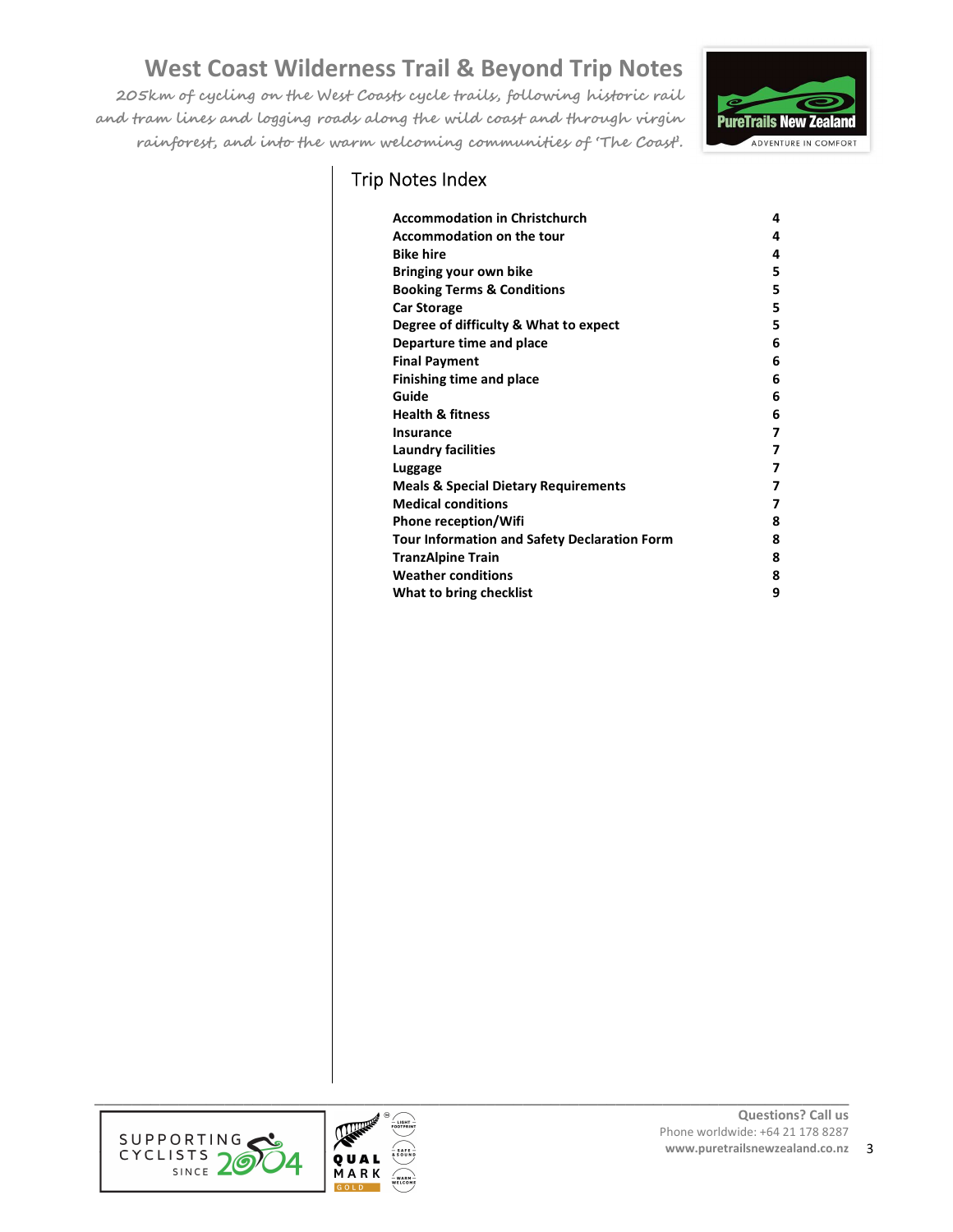# West Coast Wilderness Trail & Beyond Trip Notes

*205km of cycling on the West Coasts cycle trails, following historic rail and tram lines and logging roads along the wild coast and through virgin rainforest, and into the warm welcoming communities of 'The Coast'.*

## Trip Notes Index

| | |
|---|---|
| **Accommodation in Christchurch** | **4** |
| **Accommodation on the tour** | **4** |
| **Bike hire** | **4** |
| **Bringing your own bike** | **5** |
| **Booking Terms & Conditions** | **5** |
| **Car Storage** | **5** |
| **Degree of difficulty & What to expect** | **5** |
| **Departure time and place** | **6** |
| **Final Payment** | **6** |
| **Finishing time and place** | **6** |
| **Guide** | **6** |
| **Health & fitness** | **6** |
| **Insurance** | **7** |
| **Laundry facilities** | **7** |
| **Luggage** | **7** |
| **Meals & Special Dietary Requirements** | **7** |
| **Medical conditions** | **7** |
| **Phone reception/Wifi** | **8** |
| **Tour Information and Safety Declaration Form** | **8** |
| **TranzAlpine Train** | **8** |
| **Weather conditions** | **8** |
| **What to bring checklist** | **9** |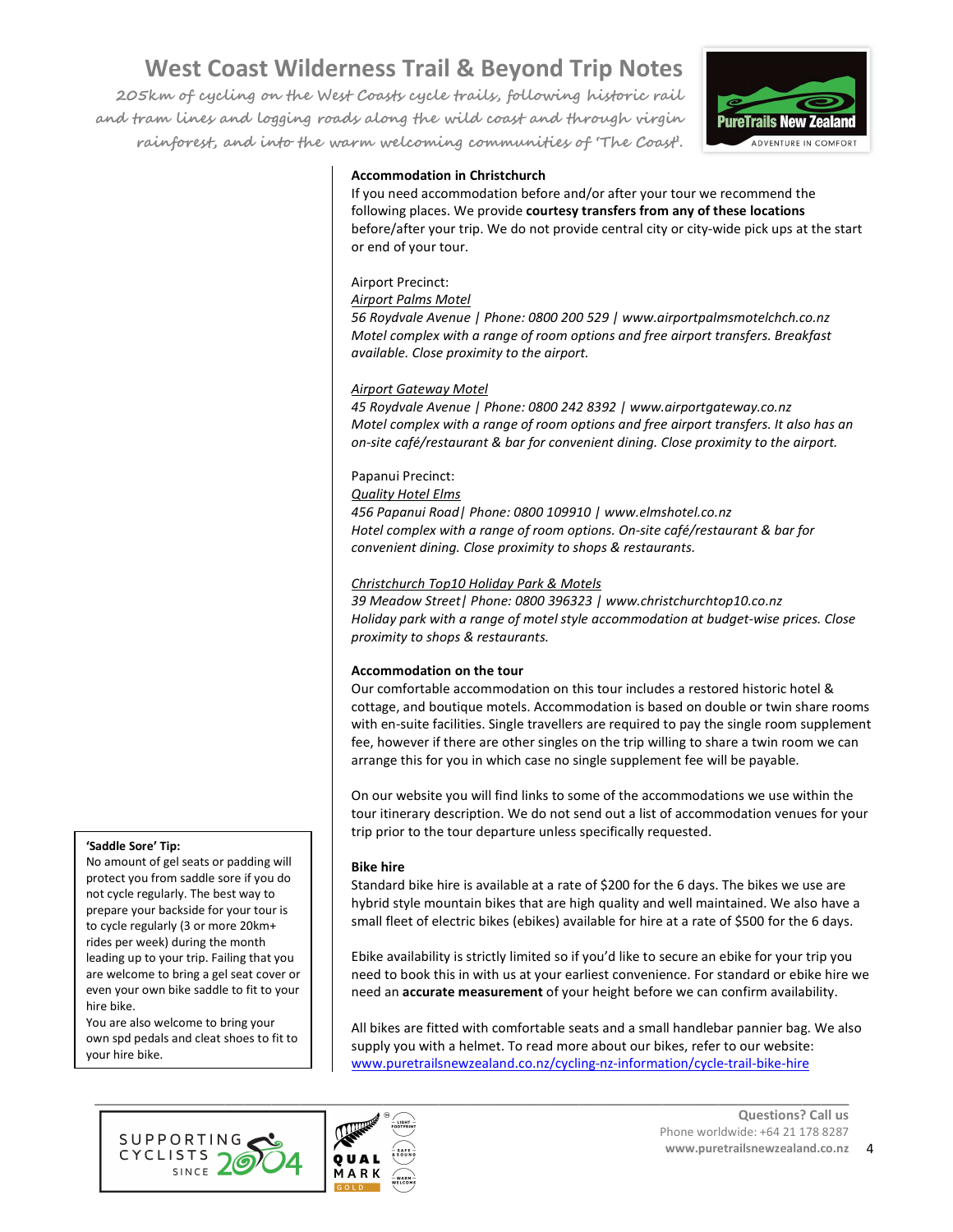### Accommodation in Christchurch

If you need accommodation before and/or after your tour we recommend the following places. We provide **courtesy transfers from any of these locations** before/after your trip. We do not provide central city or city-wide pick ups at the start or end of your tour.

Airport Precinct:

*Airport Palms Motel*
*56 Roydvale Avenue | Phone: 0800 200 529 | www.airportpalmsmotelchch.co.nz*
*Motel complex with a range of room options and free airport transfers. Breakfast available. Close proximity to the airport.*

*Airport Gateway Motel*
*45 Roydvale Avenue | Phone: 0800 242 8392 | www.airportgateway.co.nz*
*Motel complex with a range of room options and free airport transfers. It also has an on-site café/restaurant & bar for convenient dining. Close proximity to the airport.*

Papanui Precinct:

*Quality Hotel Elms*
*456 Papanui Road| Phone: 0800 109910 | www.elmshotel.co.nz*
*Hotel complex with a range of room options. On-site café/restaurant & bar for convenient dining. Close proximity to shops & restaurants.*

*Christchurch Top10 Holiday Park & Motels*
*39 Meadow Street| Phone: 0800 396323 | www.christchurchtop10.co.nz*
*Holiday park with a range of motel style accommodation at budget-wise prices. Close proximity to shops & restaurants.*

### Accommodation on the tour

Our comfortable accommodation on this tour includes a restored historic hotel & cottage, and boutique motels. Accommodation is based on double or twin share rooms with en-suite facilities. Single travellers are required to pay the single room supplement fee, however if there are other singles on the trip willing to share a twin room we can arrange this for you in which case no single supplement fee will be payable.

On our website you will find links to some of the accommodations we use within the tour itinerary description. We do not send out a list of accommodation venues for your trip prior to the tour departure unless specifically requested.

### Bike hire

Standard bike hire is available at a rate of $200 for the 6 days. The bikes we use are hybrid style mountain bikes that are high quality and well maintained. We also have a small fleet of electric bikes (ebikes) available for hire at a rate of $500 for the 6 days.

Ebike availability is strictly limited so if you'd like to secure an ebike for your trip you need to book this in with us at your earliest convenience. For standard or ebike hire we need an **accurate measurement** of your height before we can confirm availability.

All bikes are fitted with comfortable seats and a small handlebar pannier bag. We also supply you with a helmet. To read more about our bikes, refer to our website: www.puretrailsnewzealand.co.nz/cycling-nz-information/cycle-trail-bike-hire

**'Saddle Sore' Tip:**
No amount of gel seats or padding will protect you from saddle sore if you do not cycle regularly. The best way to prepare your backside for your tour is to cycle regularly (3 or more 20km+ rides per week) during the month leading up to your trip. Failing that you are welcome to bring a gel seat cover or even your own bike saddle to fit to your hire bike.
You are also welcome to bring your own spd pedals and cleat shoes to fit to your hire bike.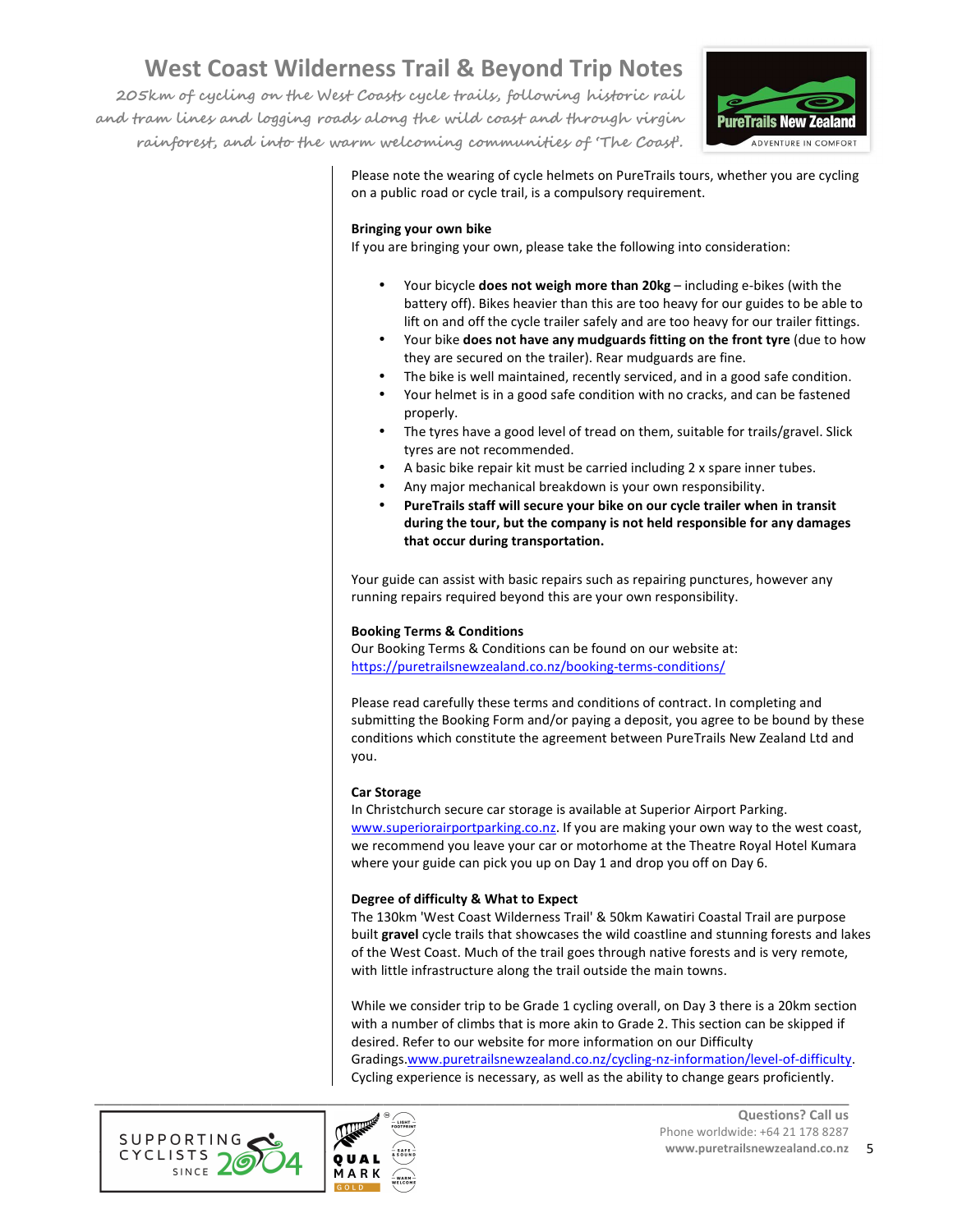Please note the wearing of cycle helmets on PureTrails tours, whether you are cycling on a public road or cycle trail, is a compulsory requirement.

**Bringing your own bike**
If you are bringing your own, please take the following into consideration:

- Your bicycle **does not weigh more than 20kg** – including e-bikes (with the battery off). Bikes heavier than this are too heavy for our guides to be able to lift on and off the cycle trailer safely and are too heavy for our trailer fittings.
- Your bike **does not have any mudguards fitting on the front tyre** (due to how they are secured on the trailer). Rear mudguards are fine.
- The bike is well maintained, recently serviced, and in a good safe condition.
- Your helmet is in a good safe condition with no cracks, and can be fastened properly.
- The tyres have a good level of tread on them, suitable for trails/gravel. Slick tyres are not recommended.
- A basic bike repair kit must be carried including 2 x spare inner tubes.
- Any major mechanical breakdown is your own responsibility.
- **PureTrails staff will secure your bike on our cycle trailer when in transit during the tour, but the company is not held responsible for any damages that occur during transportation.**

Your guide can assist with basic repairs such as repairing punctures, however any running repairs required beyond this are your own responsibility.

**Booking Terms & Conditions**
Our Booking Terms & Conditions can be found on our website at:
https://puretrailsnewzealand.co.nz/booking-terms-conditions/

Please read carefully these terms and conditions of contract. In completing and submitting the Booking Form and/or paying a deposit, you agree to be bound by these conditions which constitute the agreement between PureTrails New Zealand Ltd and you.

**Car Storage**
In Christchurch secure car storage is available at Superior Airport Parking. www.superiorairportparking.co.nz. If you are making your own way to the west coast, we recommend you leave your car or motorhome at the Theatre Royal Hotel Kumara where your guide can pick you up on Day 1 and drop you off on Day 6.

**Degree of difficulty & What to Expect**
The 130km 'West Coast Wilderness Trail' & 50km Kawatiri Coastal Trail are purpose built **gravel** cycle trails that showcases the wild coastline and stunning forests and lakes of the West Coast. Much of the trail goes through native forests and is very remote, with little infrastructure along the trail outside the main towns.

While we consider trip to be Grade 1 cycling overall, on Day 3 there is a 20km section with a number of climbs that is more akin to Grade 2. This section can be skipped if desired. Refer to our website for more information on our Difficulty Gradings.www.puretrailsnewzealand.co.nz/cycling-nz-information/level-of-difficulty. Cycling experience is necessary, as well as the ability to change gears proficiently.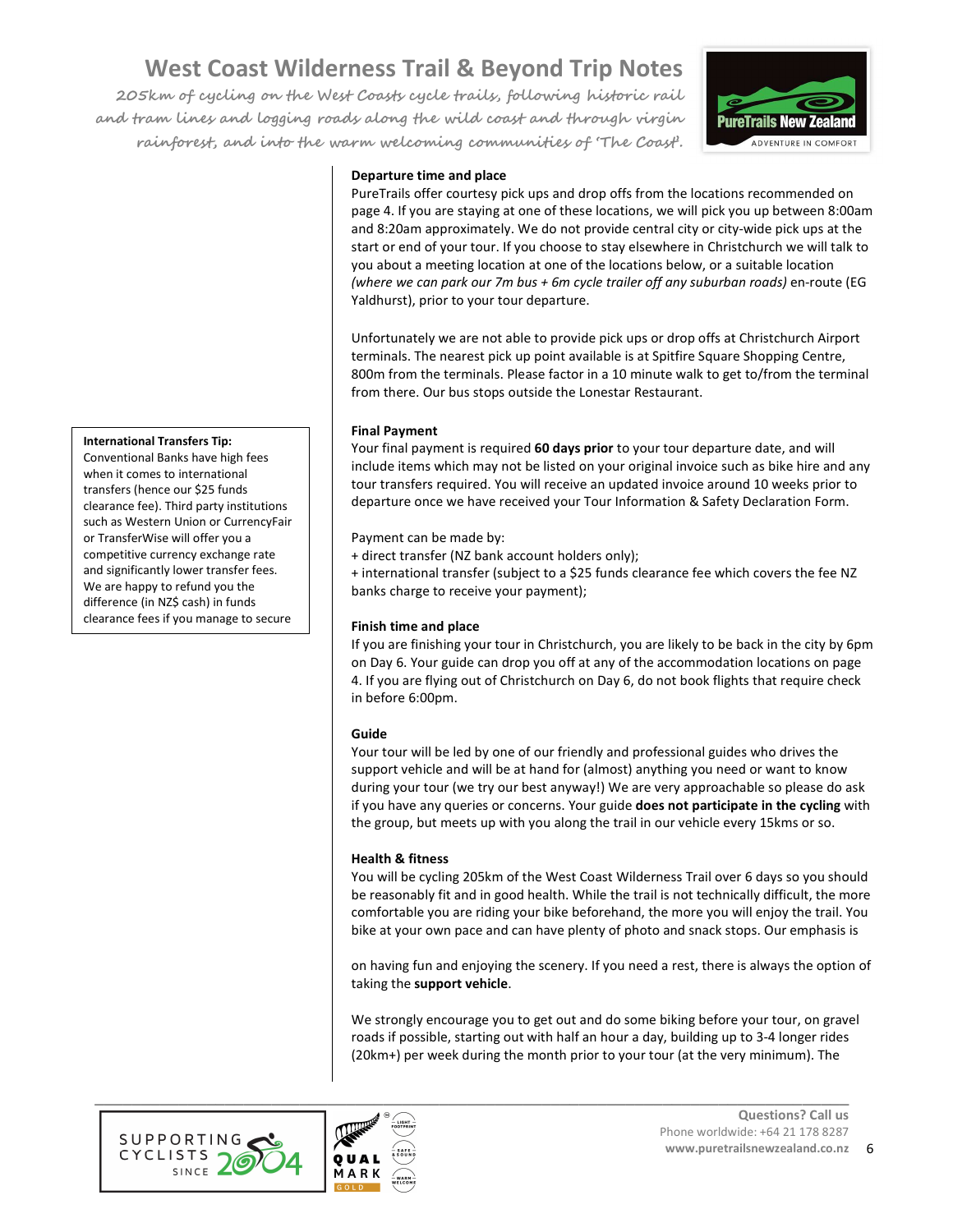## Departure time and place

PureTrails offer courtesy pick ups and drop offs from the locations recommended on page 4. If you are staying at one of these locations, we will pick you up between 8:00am and 8:20am approximately. We do not provide central city or city-wide pick ups at the start or end of your tour. If you choose to stay elsewhere in Christchurch we will talk to you about a meeting location at one of the locations below, or a suitable location *(where we can park our 7m bus + 6m cycle trailer off any suburban roads)* en-route (EG Yaldhurst), prior to your tour departure.

Unfortunately we are not able to provide pick ups or drop offs at Christchurch Airport terminals. The nearest pick up point available is at Spitfire Square Shopping Centre, 800m from the terminals. Please factor in a 10 minute walk to get to/from the terminal from there. Our bus stops outside the Lonestar Restaurant.

## Final Payment

Your final payment is required **60 days prior** to your tour departure date, and will include items which may not be listed on your original invoice such as bike hire and any tour transfers required. You will receive an updated invoice around 10 weeks prior to departure once we have received your Tour Information & Safety Declaration Form.

Payment can be made by:

+ direct transfer (NZ bank account holders only);
+ international transfer (subject to a $25 funds clearance fee which covers the fee NZ banks charge to receive your payment);

**International Transfers Tip:**
Conventional Banks have high fees when it comes to international transfers (hence our $25 funds clearance fee). Third party institutions such as Western Union or CurrencyFair or TransferWise will offer you a competitive currency exchange rate and significantly lower transfer fees. We are happy to refund you the difference (in NZ$ cash) in funds clearance fees if you manage to secure

## Finish time and place

If you are finishing your tour in Christchurch, you are likely to be back in the city by 6pm on Day 6. Your guide can drop you off at any of the accommodation locations on page 4. If you are flying out of Christchurch on Day 6, do not book flights that require check in before 6:00pm.

## Guide

Your tour will be led by one of our friendly and professional guides who drives the support vehicle and will be at hand for (almost) anything you need or want to know during your tour (we try our best anyway!) We are very approachable so please do ask if you have any queries or concerns. Your guide **does not participate in the cycling** with the group, but meets up with you along the trail in our vehicle every 15kms or so.

## Health & fitness

You will be cycling 205km of the West Coast Wilderness Trail over 6 days so you should be reasonably fit and in good health. While the trail is not technically difficult, the more comfortable you are riding your bike beforehand, the more you will enjoy the trail. You bike at your own pace and can have plenty of photo and snack stops. Our emphasis is on having fun and enjoying the scenery. If you need a rest, there is always the option of taking the **support vehicle**.

We strongly encourage you to get out and do some biking before your tour, on gravel roads if possible, starting out with half an hour a day, building up to 3-4 longer rides (20km+) per week during the month prior to your tour (at the very minimum). The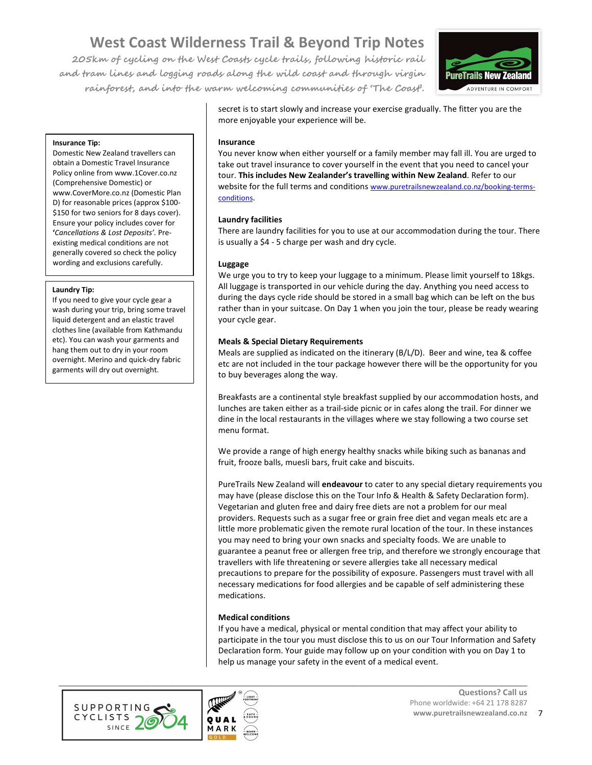secret is to start slowly and increase your exercise gradually. The fitter you are the more enjoyable your experience will be.

**Insurance Tip:**
Domestic New Zealand travellers can obtain a Domestic Travel Insurance Policy online from www.1Cover.co.nz (Comprehensive Domestic) or www.CoverMore.co.nz (Domestic Plan D) for reasonable prices (approx $100-$150 for two seniors for 8 days cover). Ensure your policy includes cover for **'***Cancellations & Lost Deposits'*. Pre-existing medical conditions are not generally covered so check the policy wording and exclusions carefully.

**Laundry Tip:**
If you need to give your cycle gear a wash during your trip, bring some travel liquid detergent and an elastic travel clothes line (available from Kathmandu etc). You can wash your garments and hang them out to dry in your room overnight. Merino and quick-dry fabric garments will dry out overnight.

**Insurance**

You never know when either yourself or a family member may fall ill. You are urged to take out travel insurance to cover yourself in the event that you need to cancel your tour. **This includes New Zealander's travelling within New Zealand**. Refer to our website for the full terms and conditions www.puretrailsnewzealand.co.nz/booking-terms-conditions.

**Laundry facilities**

There are laundry facilities for you to use at our accommodation during the tour. There is usually a $4 - 5 charge per wash and dry cycle.

**Luggage**

We urge you to try to keep your luggage to a minimum. Please limit yourself to 18kgs. All luggage is transported in our vehicle during the day. Anything you need access to during the days cycle ride should be stored in a small bag which can be left on the bus rather than in your suitcase. On Day 1 when you join the tour, please be ready wearing your cycle gear.

**Meals & Special Dietary Requirements**

Meals are supplied as indicated on the itinerary (B/L/D). Beer and wine, tea & coffee etc are not included in the tour package however there will be the opportunity for you to buy beverages along the way.

Breakfasts are a continental style breakfast supplied by our accommodation hosts, and lunches are taken either as a trail-side picnic or in cafes along the trail. For dinner we dine in the local restaurants in the villages where we stay following a two course set menu format.

We provide a range of high energy healthy snacks while biking such as bananas and fruit, frooze balls, muesli bars, fruit cake and biscuits.

PureTrails New Zealand will **endeavour** to cater to any special dietary requirements you may have (please disclose this on the Tour Info & Health & Safety Declaration form). Vegetarian and gluten free and dairy free diets are not a problem for our meal providers. Requests such as a sugar free or grain free diet and vegan meals etc are a little more problematic given the remote rural location of the tour. In these instances you may need to bring your own snacks and specialty foods. We are unable to guarantee a peanut free or allergen free trip, and therefore we strongly encourage that travellers with life threatening or severe allergies take all necessary medical precautions to prepare for the possibility of exposure. Passengers must travel with all necessary medications for food allergies and be capable of self administering these medications.

**Medical conditions**

If you have a medical, physical or mental condition that may affect your ability to participate in the tour you must disclose this to us on our Tour Information and Safety Declaration form. Your guide may follow up on your condition with you on Day 1 to help us manage your safety in the event of a medical event.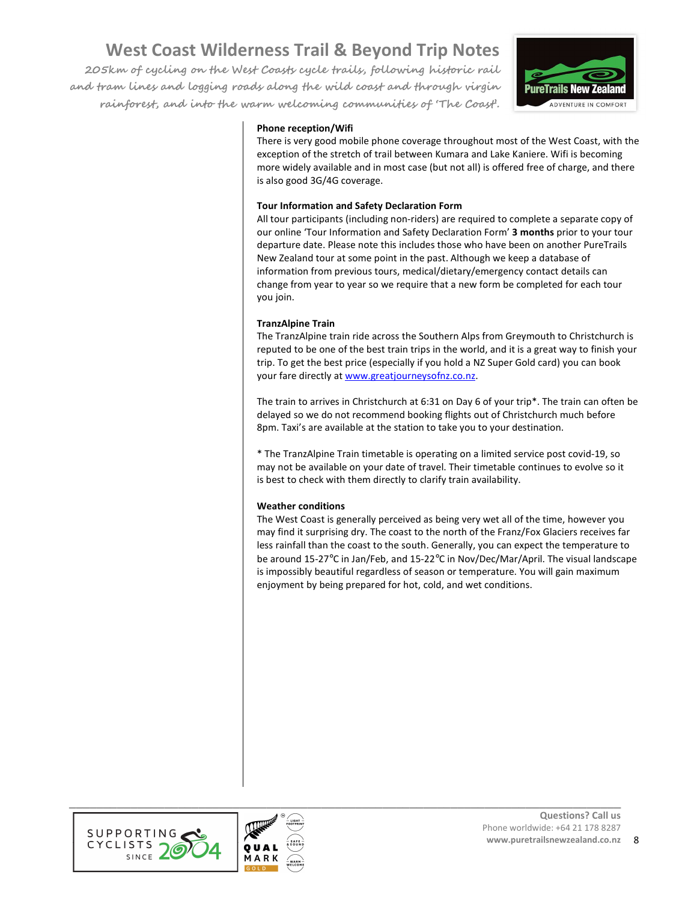**Phone reception/Wifi**

There is very good mobile phone coverage throughout most of the West Coast, with the exception of the stretch of trail between Kumara and Lake Kaniere. Wifi is becoming more widely available and in most case (but not all) is offered free of charge, and there is also good 3G/4G coverage.

**Tour Information and Safety Declaration Form**

All tour participants (including non-riders) are required to complete a separate copy of our online 'Tour Information and Safety Declaration Form' **3 months** prior to your tour departure date. Please note this includes those who have been on another PureTrails New Zealand tour at some point in the past. Although we keep a database of information from previous tours, medical/dietary/emergency contact details can change from year to year so we require that a new form be completed for each tour you join.

**TranzAlpine Train**

The TranzAlpine train ride across the Southern Alps from Greymouth to Christchurch is reputed to be one of the best train trips in the world, and it is a great way to finish your trip. To get the best price (especially if you hold a NZ Super Gold card) you can book your fare directly at [www.greatjourneysofnz.co.nz](http://www.greatjourneysofnz.co.nz).

The train to arrives in Christchurch at 6:31 on Day 6 of your trip*. The train can often be delayed so we do not recommend booking flights out of Christchurch much before 8pm. Taxi's are available at the station to take you to your destination.

* The TranzAlpine Train timetable is operating on a limited service post covid-19, so may not be available on your date of travel. Their timetable continues to evolve so it is best to check with them directly to clarify train availability.

**Weather conditions**

The West Coast is generally perceived as being very wet all of the time, however you may find it surprising dry. The coast to the north of the Franz/Fox Glaciers receives far less rainfall than the coast to the south. Generally, you can expect the temperature to be around 15-27℃ in Jan/Feb, and 15-22℃ in Nov/Dec/Mar/April. The visual landscape is impossibly beautiful regardless of season or temperature. You will gain maximum enjoyment by being prepared for hot, cold, and wet conditions.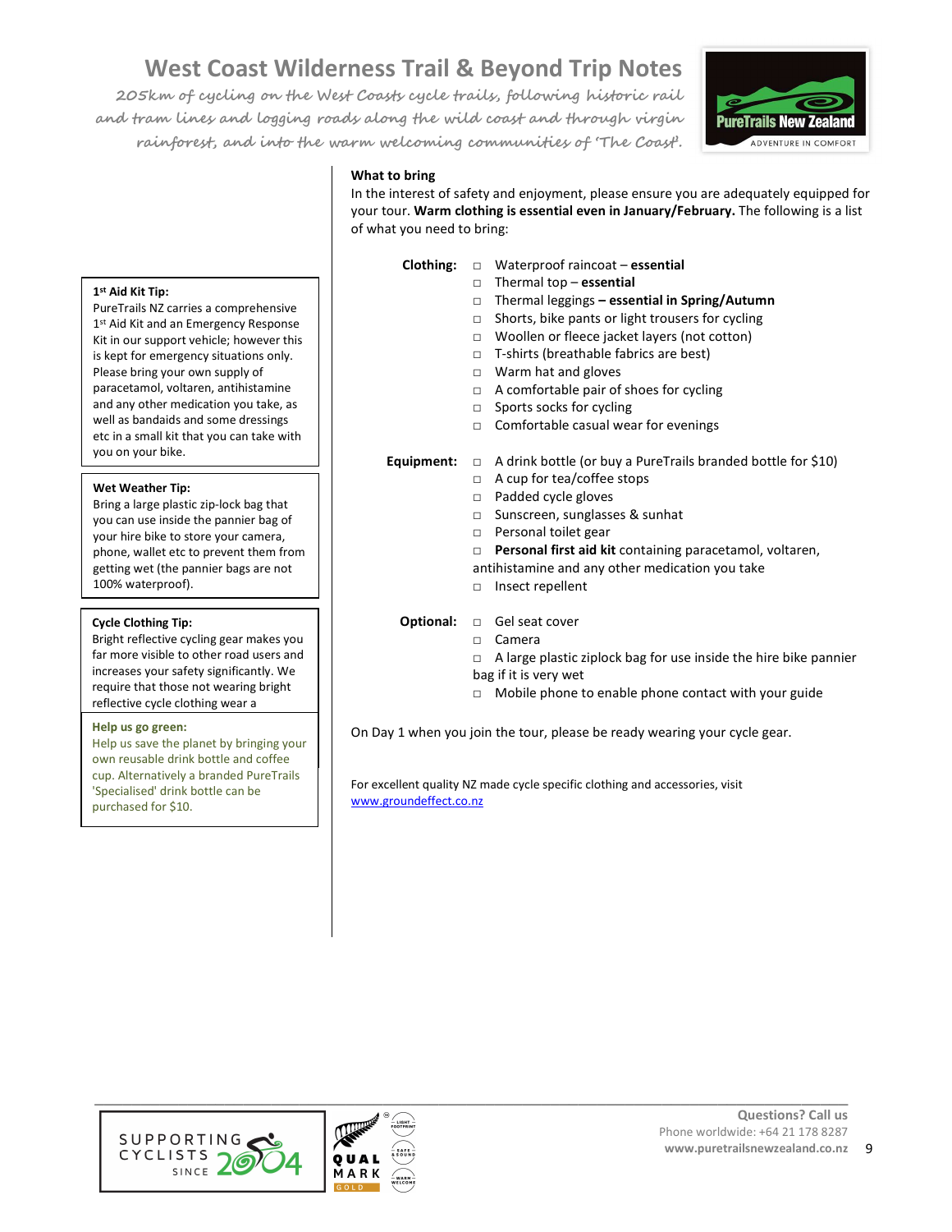# West Coast Wilderness Trail & Beyond Trip Notes

*205km of cycling on the West Coasts cycle trails, following historic rail and tram lines and logging roads along the wild coast and through virgin rainforest, and into the warm welcoming communities of 'The Coast'.*

**What to bring**

In the interest of safety and enjoyment, please ensure you are adequately equipped for your tour. **Warm clothing is essential even in January/February.** The following is a list of what you need to bring:

**Clothing:**

- □ Waterproof raincoat – **essential**
- □ Thermal top – **essential**
- □ Thermal leggings **– essential in Spring/Autumn**
- □ Shorts, bike pants or light trousers for cycling
- □ Woollen or fleece jacket layers (not cotton)
- □ T-shirts (breathable fabrics are best)
- □ Warm hat and gloves
- □ A comfortable pair of shoes for cycling
- □ Sports socks for cycling
- □ Comfortable casual wear for evenings

**Equipment:**

- □ A drink bottle (or buy a PureTrails branded bottle for $10)
- □ A cup for tea/coffee stops
- □ Padded cycle gloves
- □ Sunscreen, sunglasses & sunhat
- □ Personal toilet gear
- □ **Personal first aid kit** containing paracetamol, voltaren, antihistamine and any other medication you take
- □ Insect repellent

**Optional:**

- □ Gel seat cover
- □ Camera
- □ A large plastic ziplock bag for use inside the hire bike pannier bag if it is very wet
- □ Mobile phone to enable phone contact with your guide

On Day 1 when you join the tour, please be ready wearing your cycle gear.

For excellent quality NZ made cycle specific clothing and accessories, visit www.groundeffect.co.nz

**1st Aid Kit Tip:**
PureTrails NZ carries a comprehensive 1st Aid Kit and an Emergency Response Kit in our support vehicle; however this is kept for emergency situations only. Please bring your own supply of paracetamol, voltaren, antihistamine and any other medication you take, as well as bandaids and some dressings etc in a small kit that you can take with you on your bike.

**Wet Weather Tip:**
Bring a large plastic zip-lock bag that you can use inside the pannier bag of your hire bike to store your camera, phone, wallet etc to prevent them from getting wet (the pannier bags are not 100% waterproof).

**Cycle Clothing Tip:**
Bright reflective cycling gear makes you far more visible to other road users and increases your safety significantly. We require that those not wearing bright reflective cycle clothing wear a

**Help us go green:**
Help us save the planet by bringing your own reusable drink bottle and coffee cup. Alternatively a branded PureTrails 'Specialised' drink bottle can be purchased for $10.

Questions? Call us
Phone worldwide: +64 21 178 8287
www.puretrailsnewzealand.co.nz